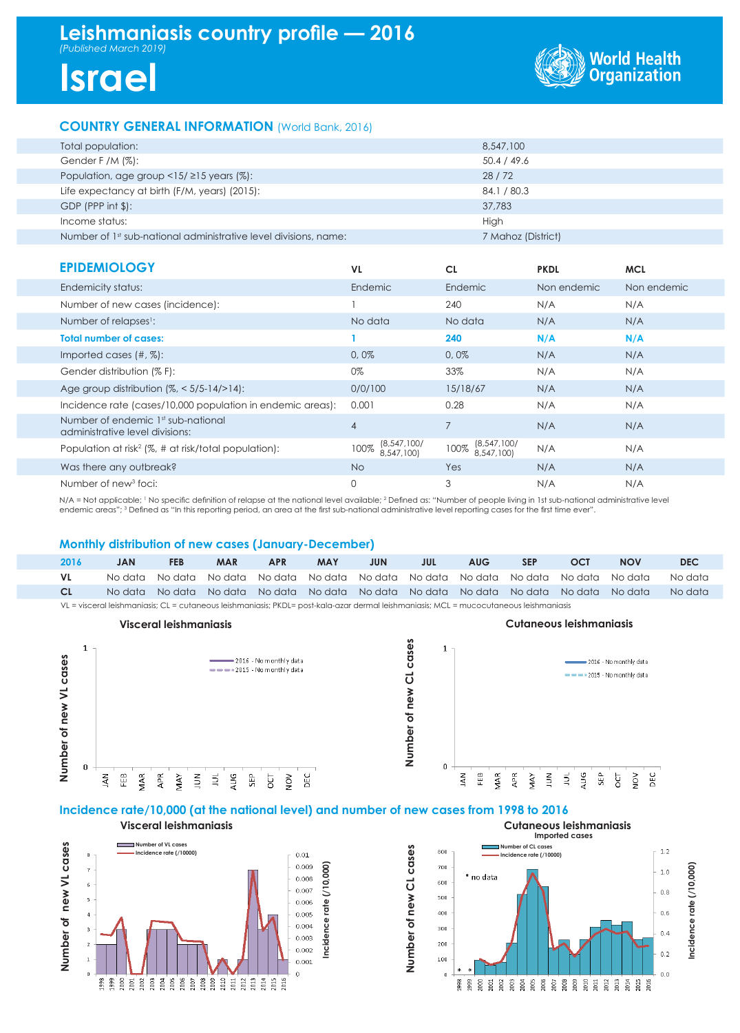# Leishmaniasis country profile — 2016

*(Published March 2019)*

# Israel

World Health Organization

## COUNTRY GENERAL INFORMATION (World Bank, 2016)

| | |
|---|---|
| Total population: | 8,547,100 |
| Gender F /M (%): | 50.4 / 49.6 |
| Population, age group <15/ ≥15 years (%): | 28 / 72 |
| Life expectancy at birth (F/M, years) (2015): | 84.1 / 80.3 |
| GDP (PPP int $): | 37,783 |
| Income status: | High |
| Number of 1st sub-national administrative level divisions, name: | 7 Mahoz (District) |

## EPIDEMIOLOGY

| | VL | CL | PKDL | MCL |
|---|---|---|---|---|
| Endemicity status: | Endemic | Endemic | Non endemic | Non endemic |
| Number of new cases (incidence): | 1 | 240 | N/A | N/A |
| Number of relapses[1]: | No data | No data | N/A | N/A |
| **Total number of cases:** | **1** | **240** | **N/A** | **N/A** |
| Imported cases (#, %): | 0, 0% | 0, 0% | N/A | N/A |
| Gender distribution (% F): | 0% | 33% | N/A | N/A |
| Age group distribution (%, < 5/5-14/>14): | 0/0/100 | 15/18/67 | N/A | N/A |
| Incidence rate (cases/10,000 population in endemic areas): | 0.001 | 0.28 | N/A | N/A |
| Number of endemic 1st sub-national administrative level divisions: | 4 | 7 | N/A | N/A |
| Population at risk[2] (%, # at risk/total population): | 100% (8,547,100/ 8,547,100) | 100% (8,547,100/ 8,547,100) | N/A | N/A |
| Was there any outbreak? | No | Yes | N/A | N/A |
| Number of new[3] foci: | 0 | 3 | N/A | N/A |

N/A = Not applicable; [1] No specific definition of relapse at the national level available; [2] Defined as: "Number of people living in 1st sub-national administrative level endemic areas"; [3] Defined as "In this reporting period, an area at the first sub-national administrative level reporting cases for the first time ever".

## Monthly distribution of new cases (January-December)

| 2016 | JAN | FEB | MAR | APR | MAY | JUN | JUL | AUG | SEP | OCT | NOV | DEC |
|---|---|---|---|---|---|---|---|---|---|---|---|---|
| VL | No data | No data | No data | No data | No data | No data | No data | No data | No data | No data | No data | No data |
| CL | No data | No data | No data | No data | No data | No data | No data | No data | No data | No data | No data | No data |

VL = visceral leishmaniasis; CL = cutaneous leishmaniasis; PKDL= post-kala-azar dermal leishmaniasis; MCL = mucocutaneous leishmaniasis

### Visceral leishmaniasis

Number of new VL cases (JAN–DEC): 2016 - No monthly data; 2015 - No monthly data

### Cutaneous leishmaniasis

Number of new CL cases (JAN–DEC): 2016 - No monthly data; 2015 - No monthly data

## Incidence rate/10,000 (at the national level) and number of new cases from 1998 to 2016

### Visceral leishmaniasis

Number of VL cases; Incidence rate (/10000)

### Cutaneous leishmaniasis

Imported cases

Number of CL cases; Incidence rate (/10000)

\* no data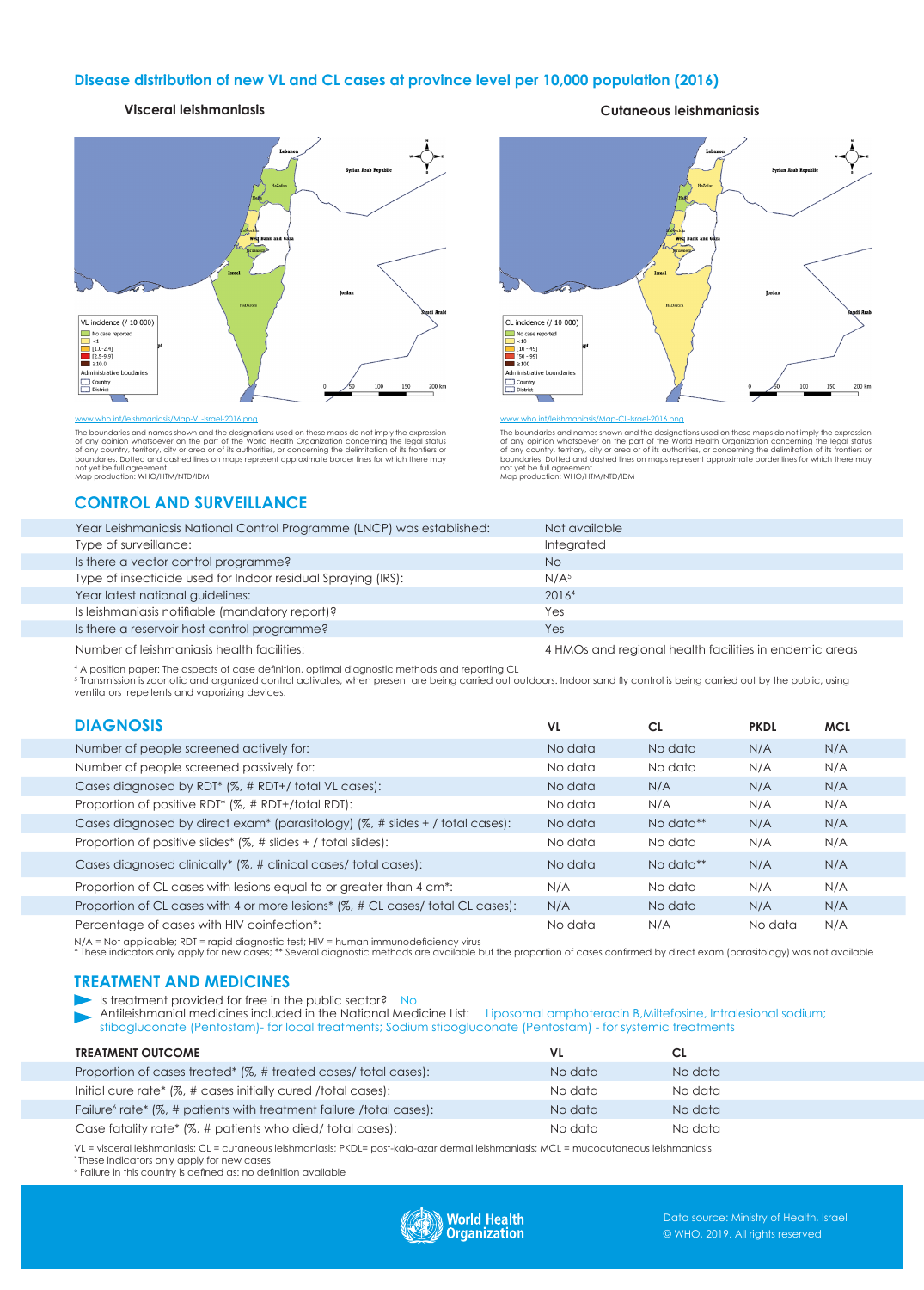## Disease distribution of new VL and CL cases at province level per 10,000 population (2016)

**Visceral leishmaniasis**

Lebanon
Syrian Arab Republic
HaZafon
Haifa
HaMerkaz
West Bank and Gaza
Yerushalayim
Israel
Jordan
HaDarom
Saudi Arabia

VL incidence (/ 10 000)
No case reported
<1
[1.0-2.4]
[2.5-9.9]
≥10.0
Administrative boudaries
Country
District

0 50 100 150 200 km

www.who.int/leishmaniasis/Map-VL-Israel-2016.png

The boundaries and names shown and the designations used on these maps do not imply the expression of any opinion whatsoever on the part of the World Health Organization concerning the legal status of any country, territory, city or area or of its authorities, or concerning the delimitation of its frontiers or boundaries. Dotted and dashed lines on maps represent approximate border lines for which there may not yet be full agreement.
Map production: WHO/HTM/NTD/IDM

**Cutaneous leishmaniasis**

Lebanon
Syrian Arab Republic
HaZafon
Haifa
HaMerkaz
West Bank and Gaza
Yerushalayim
Israel
Jordan
HaDarom
Saudi Arabia

CL incidence (/ 10 000)
No case reported
<10
[10 - 49]
[50 - 99]
≥100
Administrative boundaries
Country
District

0 50 100 150 200 km

www.who.int/leishmaniasis/Map-CL-Israel-2016.png

The boundaries and names shown and the designations used on these maps do not imply the expression of any opinion whatsoever on the part of the World Health Organization concerning the legal status of any country, territory, city or area or of its authorities, or concerning the delimitation of its frontiers or boundaries. Dotted and dashed lines on maps represent approximate border lines for which there may not yet be full agreement.
Map production: WHO/HTM/NTD/IDM

## CONTROL AND SURVEILLANCE

| | |
|---|---|
| Year Leishmaniasis National Control Programme (LNCP) was established: | Not available |
| Type of surveillance: | Integrated |
| Is there a vector control programme? | No |
| Type of insecticide used for Indoor residual Spraying (IRS): | N/A[5] |
| Year latest national guidelines: | 2016[4] |
| Is leishmaniasis notifiable (mandatory report)? | Yes |
| Is there a reservoir host control programme? | Yes |
| Number of leishmaniasis health facilities: | 4 HMOs and regional health facilities in endemic areas |

[4] A position paper: The aspects of case definition, optimal diagnostic methods and reporting CL
[5] Transmission is zoonotic and organized control activates, when present are being carried out outdoors. Indoor sand fly control is being carried out by the public, using ventilators repellents and vaporizing devices.

## DIAGNOSIS

| | VL | CL | PKDL | MCL |
|---|---|---|---|---|
| Number of people screened actively for: | No data | No data | N/A | N/A |
| Number of people screened passively for: | No data | No data | N/A | N/A |
| Cases diagnosed by RDT* (%, # RDT+/ total VL cases): | No data | N/A | N/A | N/A |
| Proportion of positive RDT* (%, # RDT+/total RDT): | No data | N/A | N/A | N/A |
| Cases diagnosed by direct exam* (parasitology) (%, # slides + / total cases): | No data | No data** | N/A | N/A |
| Proportion of positive slides* (%, # slides + / total slides): | No data | No data | N/A | N/A |
| Cases diagnosed clinically* (%, # clinical cases/ total cases): | No data | No data** | N/A | N/A |
| Proportion of CL cases with lesions equal to or greater than 4 cm*: | N/A | No data | N/A | N/A |
| Proportion of CL cases with 4 or more lesions* (%, # CL cases/ total CL cases): | N/A | No data | N/A | N/A |
| Percentage of cases with HIV coinfection*: | No data | N/A | No data | N/A |

N/A = Not applicable; RDT = rapid diagnostic test; HIV = human immunodeficiency virus
* These indicators only apply for new cases; ** Several diagnostic methods are available but the proportion of cases confirmed by direct exam (parasitology) was not available

## TREATMENT AND MEDICINES

- Is treatment provided for free in the public sector? No
- Antileishmanial medicines included in the National Medicine List: Liposomal amphoteracin B,Miltefosine, Intralesional sodium; stibogluconate (Pentostam)- for local treatments; Sodium stibogluconate (Pentostam) - for systemic treatments

| TREATMENT OUTCOME | VL | CL |
|---|---|---|
| Proportion of cases treated* (%, # treated cases/ total cases): | No data | No data |
| Initial cure rate* (%, # cases initially cured /total cases): | No data | No data |
| Failure[6] rate* (%, # patients with treatment failure /total cases): | No data | No data |
| Case fatality rate* (%, # patients who died/ total cases): | No data | No data |

VL = visceral leishmaniasis; CL = cutaneous leishmaniasis; PKDL= post-kala-azar dermal leishmaniasis; MCL = mucocutaneous leishmaniasis
*These indicators only apply for new cases
[6] Failure in this country is defined as: no definition available

World Health Organization

Data source: Ministry of Health, Israel
© WHO, 2019. All rights reserved